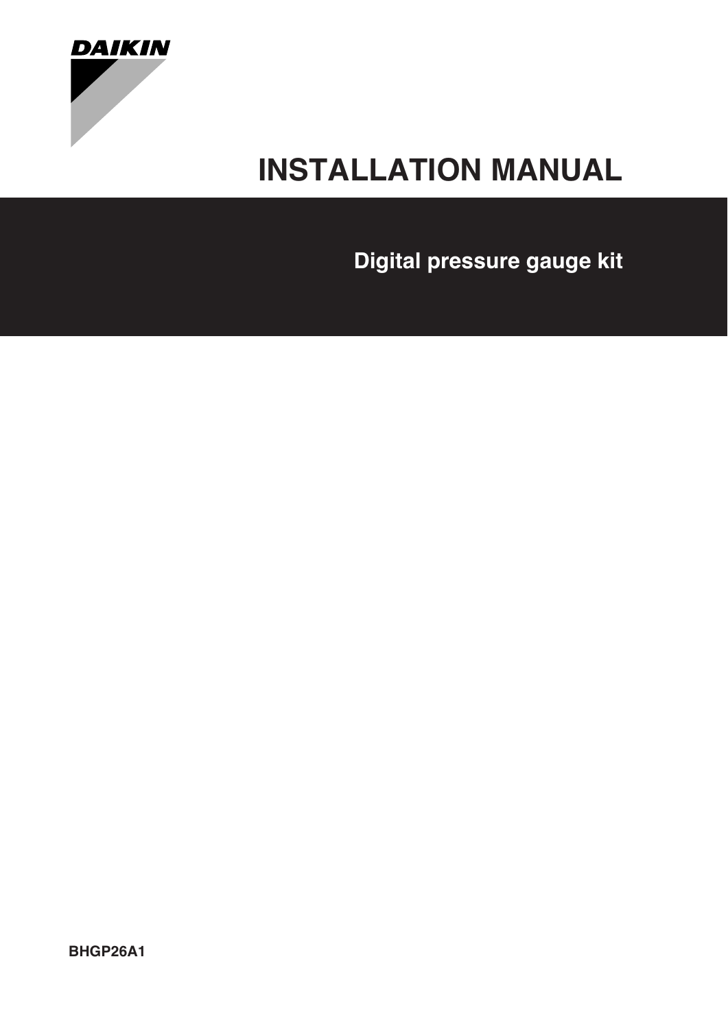DAIKIN

# INSTALLATION MANUAL

## Digital pressure gauge kit

BHGP26A1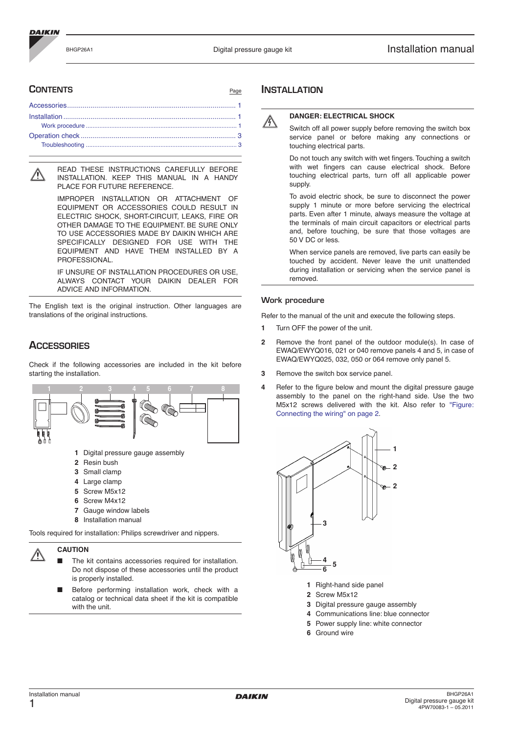## Contents

| | Page |
|---|---|
| Accessories | 1 |
| Installation | 1 |
| Work procedure | 1 |
| Operation check | 3 |
| Troubleshooting | 3 |

READ THESE INSTRUCTIONS CAREFULLY BEFORE INSTALLATION. KEEP THIS MANUAL IN A HANDY PLACE FOR FUTURE REFERENCE.

IMPROPER INSTALLATION OR ATTACHMENT OF EQUIPMENT OR ACCESSORIES COULD RESULT IN ELECTRIC SHOCK, SHORT-CIRCUIT, LEAKS, FIRE OR OTHER DAMAGE TO THE EQUIPMENT. BE SURE ONLY TO USE ACCESSORIES MADE BY DAIKIN WHICH ARE SPECIFICALLY DESIGNED FOR USE WITH THE EQUIPMENT AND HAVE THEM INSTALLED BY A PROFESSIONAL.

IF UNSURE OF INSTALLATION PROCEDURES OR USE, ALWAYS CONTACT YOUR DAIKIN DEALER FOR ADVICE AND INFORMATION.

The English text is the original instruction. Other languages are translations of the original instructions.

## Accessories

Check if the following accessories are included in the kit before starting the installation.

1. Digital pressure gauge assembly
2. Resin bush
3. Small clamp
4. Large clamp
5. Screw M5x12
6. Screw M4x12
7. Gauge window labels
8. Installation manual

Tools required for installation: Philips screwdriver and nippers.

**CAUTION**

- The kit contains accessories required for installation. Do not dispose of these accessories until the product is properly installed.
- Before performing installation work, check with a catalog or technical data sheet if the kit is compatible with the unit.

## Installation

**DANGER: ELECTRICAL SHOCK**

Switch off all power supply before removing the switch box service panel or before making any connections or touching electrical parts.

Do not touch any switch with wet fingers. Touching a switch with wet fingers can cause electrical shock. Before touching electrical parts, turn off all applicable power supply.

To avoid electric shock, be sure to disconnect the power supply 1 minute or more before servicing the electrical parts. Even after 1 minute, always measure the voltage at the terminals of main circuit capacitors or electrical parts and, before touching, be sure that those voltages are 50 V DC or less.

When service panels are removed, live parts can easily be touched by accident. Never leave the unit unattended during installation or servicing when the service panel is removed.

### Work procedure

Refer to the manual of the unit and execute the following steps.

1. Turn OFF the power of the unit.
2. Remove the front panel of the outdoor module(s). In case of EWAQ/EWYQ016, 021 or 040 remove panels 4 and 5, in case of EWAQ/EWYQ025, 032, 050 or 064 remove only panel 5.
3. Remove the switch box service panel.
4. Refer to the figure below and mount the digital pressure gauge assembly to the panel on the right-hand side. Use the two M5x12 screws delivered with the kit. Also refer to "Figure: Connecting the wiring" on page 2.

1. Right-hand side panel
2. Screw M5x12
3. Digital pressure gauge assembly
4. Communications line: blue connector
5. Power supply line: white connector
6. Ground wire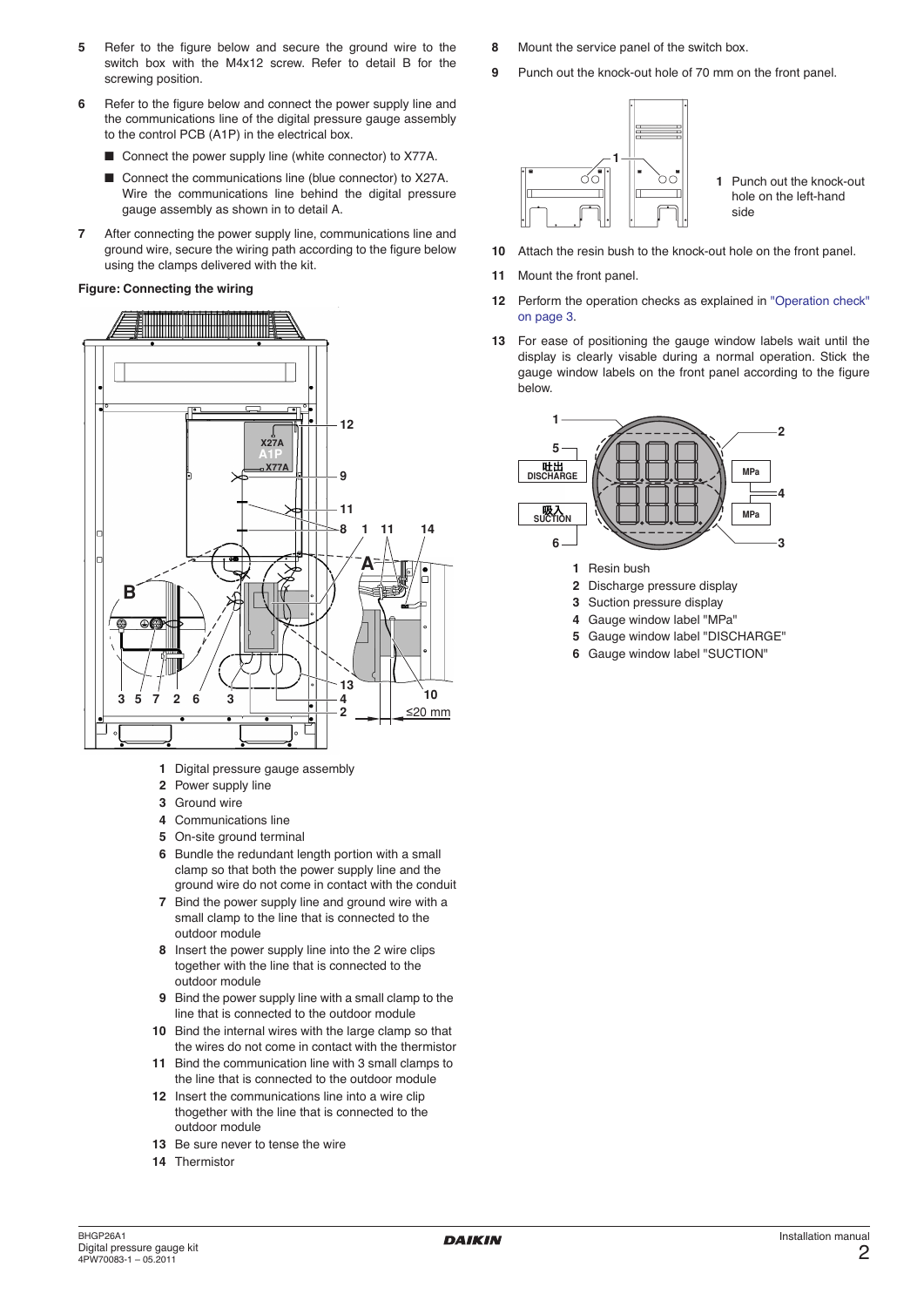5 Refer to the figure below and secure the ground wire to the switch box with the M4x12 screw. Refer to detail B for the screwing position.

6 Refer to the figure below and connect the power supply line and the communications line of the digital pressure gauge assembly to the control PCB (A1P) in the electrical box.

- Connect the power supply line (white connector) to X77A.
- Connect the communications line (blue connector) to X27A. Wire the communications line behind the digital pressure gauge assembly as shown in to detail A.

7 After connecting the power supply line, communications line and ground wire, secure the wiring path according to the figure below using the clamps delivered with the kit.

**Figure: Connecting the wiring**

1 Digital pressure gauge assembly
2 Power supply line
3 Ground wire
4 Communications line
5 On-site ground terminal
6 Bundle the redundant length portion with a small clamp so that both the power supply line and the ground wire do not come in contact with the conduit
7 Bind the power supply line and ground wire with a small clamp to the line that is connected to the outdoor module
8 Insert the power supply line into the 2 wire clips together with the line that is connected to the outdoor module
9 Bind the power supply line with a small clamp to the line that is connected to the outdoor module
10 Bind the internal wires with the large clamp so that the wires do not come in contact with the thermistor
11 Bind the communication line with 3 small clamps to the line that is connected to the outdoor module
12 Insert the communications line into a wire clip thogether with the line that is connected to the outdoor module
13 Be sure never to tense the wire
14 Thermistor

8 Mount the service panel of the switch box.

9 Punch out the knock-out hole of 70 mm on the front panel.

1 Punch out the knock-out hole on the left-hand side

10 Attach the resin bush to the knock-out hole on the front panel.

11 Mount the front panel.

12 Perform the operation checks as explained in "Operation check" on page 3.

13 For ease of positioning the gauge window labels wait until the display is clearly visable during a normal operation. Stick the gauge window labels on the front panel according to the figure below.

1 Resin bush
2 Discharge pressure display
3 Suction pressure display
4 Gauge window label "MPa"
5 Gauge window label "DISCHARGE"
6 Gauge window label "SUCTION"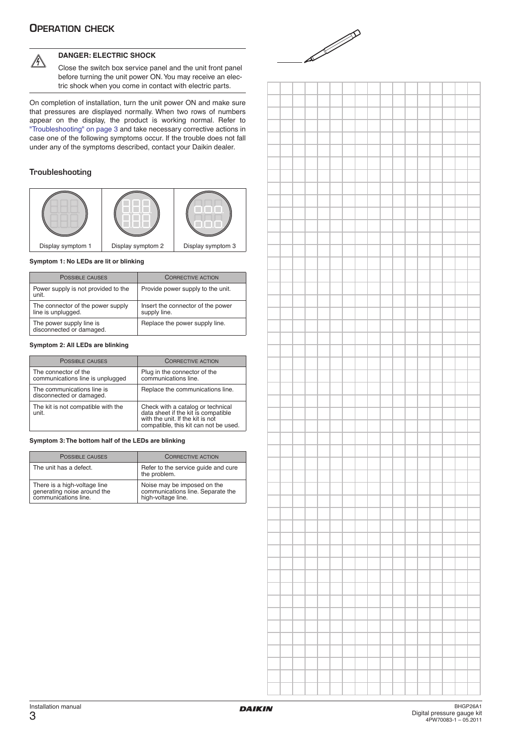## Operation check

**DANGER: ELECTRIC SHOCK**

Close the switch box service panel and the unit front panel before turning the unit power ON. You may receive an electric shock when you come in contact with electric parts.

On completion of installation, turn the unit power ON and make sure that pressures are displayed normally. When two rows of numbers appear on the display, the product is working normal. Refer to "Troubleshooting" on page 3 and take necessary corrective actions in case one of the following symptoms occur. If the trouble does not fall under any of the symptoms described, contact your Daikin dealer.

### Troubleshooting

| Display symptom 1 | Display symptom 2 | Display symptom 3 |
|---|---|---|

**Symptom 1: No LEDs are lit or blinking**

| Possible causes | Corrective action |
|---|---|
| Power supply is not provided to the unit. | Provide power supply to the unit. |
| The connector of the power supply line is unplugged. | Insert the connector of the power supply line. |
| The power supply line is disconnected or damaged. | Replace the power supply line. |

**Symptom 2: All LEDs are blinking**

| Possible causes | Corrective action |
|---|---|
| The connector of the communications line is unplugged | Plug in the connector of the communications line. |
| The communications line is disconnected or damaged. | Replace the communications line. |
| The kit is not compatible with the unit. | Check with a catalog or technical data sheet if the kit is compatible with the unit. If the kit is not compatible, this kit can not be used. |

**Symptom 3: The bottom half of the LEDs are blinking**

| Possible causes | Corrective action |
|---|---|
| The unit has a defect. | Refer to the service guide and cure the problem. |
| There is a high-voltage line generating noise around the communications line. | Noise may be imposed on the communications line. Separate the high-voltage line. |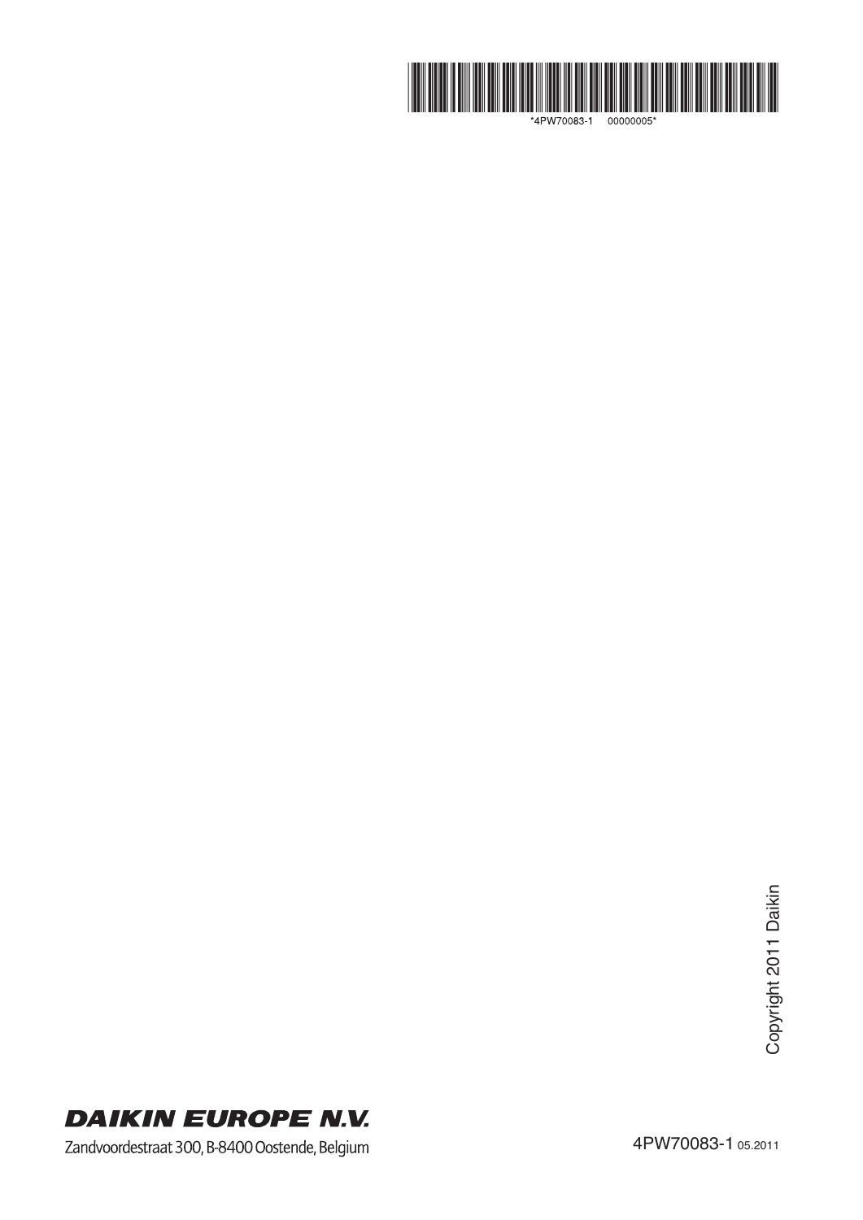*4PW70083-1 00000005*

Copyright 2011 Daikin

**DAIKIN EUROPE N.V.**

Zandvoordestraat 300, B-8400 Oostende, Belgium

4PW70083-1 05.2011